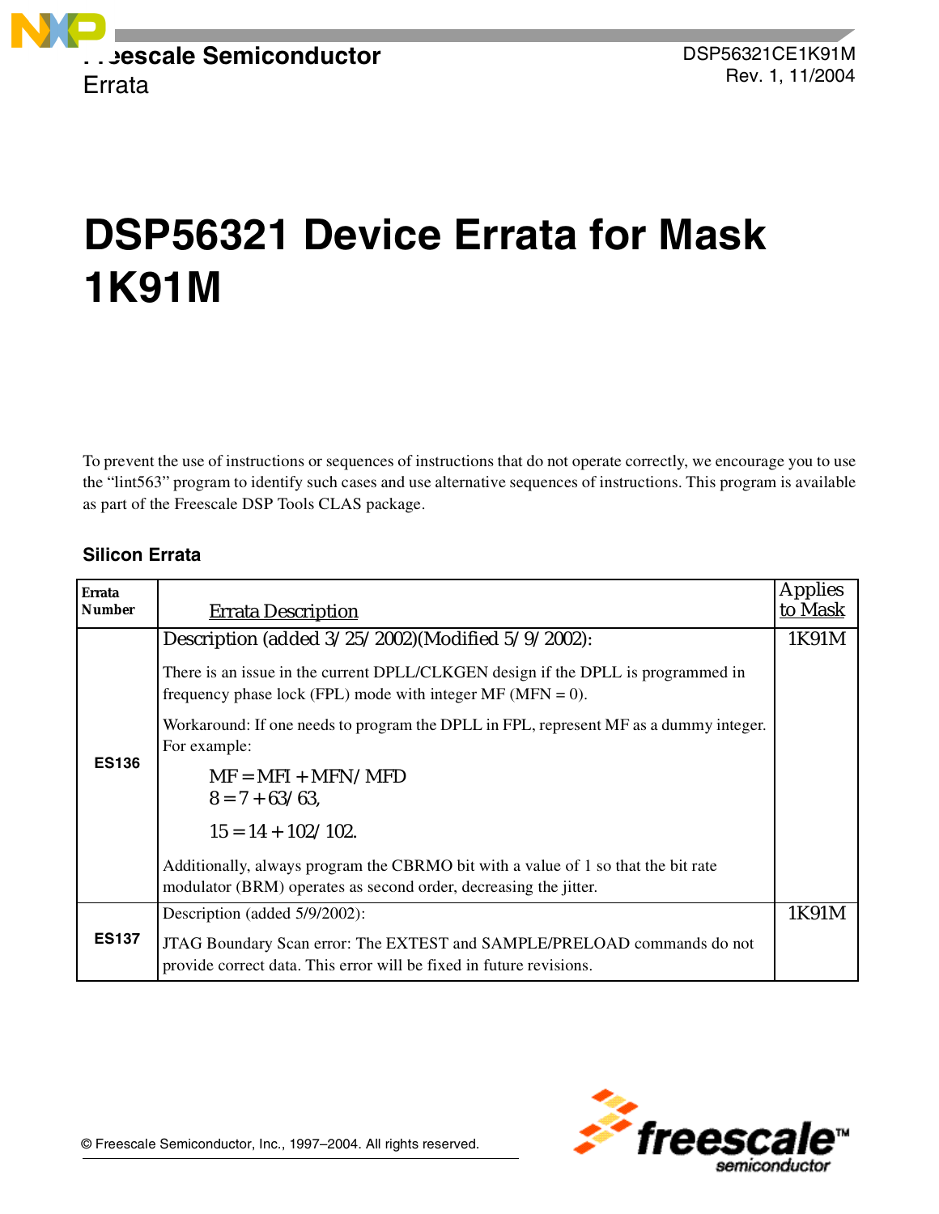Freescale Semiconductor
Errata

DSP56321CE1K91M
Rev. 1, 11/2004

# DSP56321 Device Errata for Mask 1K91M

To prevent the use of instructions or sequences of instructions that do not operate correctly, we encourage you to use the “lint563” program to identify such cases and use alternative sequences of instructions. This program is available as part of the Freescale DSP Tools CLAS package.

## Silicon Errata

| Errata Number | Errata Description | Applies to Mask |
|---|---|---|
| **ES136** | Description (added 3/25/2002)(Modified 5/9/2002):<br><br>There is an issue in the current DPLL/CLKGEN design if the DPLL is programmed in frequency phase lock (FPL) mode with integer MF (MFN = 0).<br><br>Workaround: If one needs to program the DPLL in FPL, represent MF as a dummy integer. For example:<br><br>$MF = MFI + MFN / MFD$<br>$8 = 7 + 63/63,$<br><br>$15 = 14 + 102/102.$<br><br>Additionally, always program the CBRMO bit with a value of 1 so that the bit rate modulator (BRM) operates as second order, decreasing the jitter. | 1K91M |
| **ES137** | Description (added 5/9/2002):<br><br>JTAG Boundary Scan error: The EXTEST and SAMPLE/PRELOAD commands do not provide correct data. This error will be fixed in future revisions. | 1K91M |

© Freescale Semiconductor, Inc., 1997–2004. All rights reserved.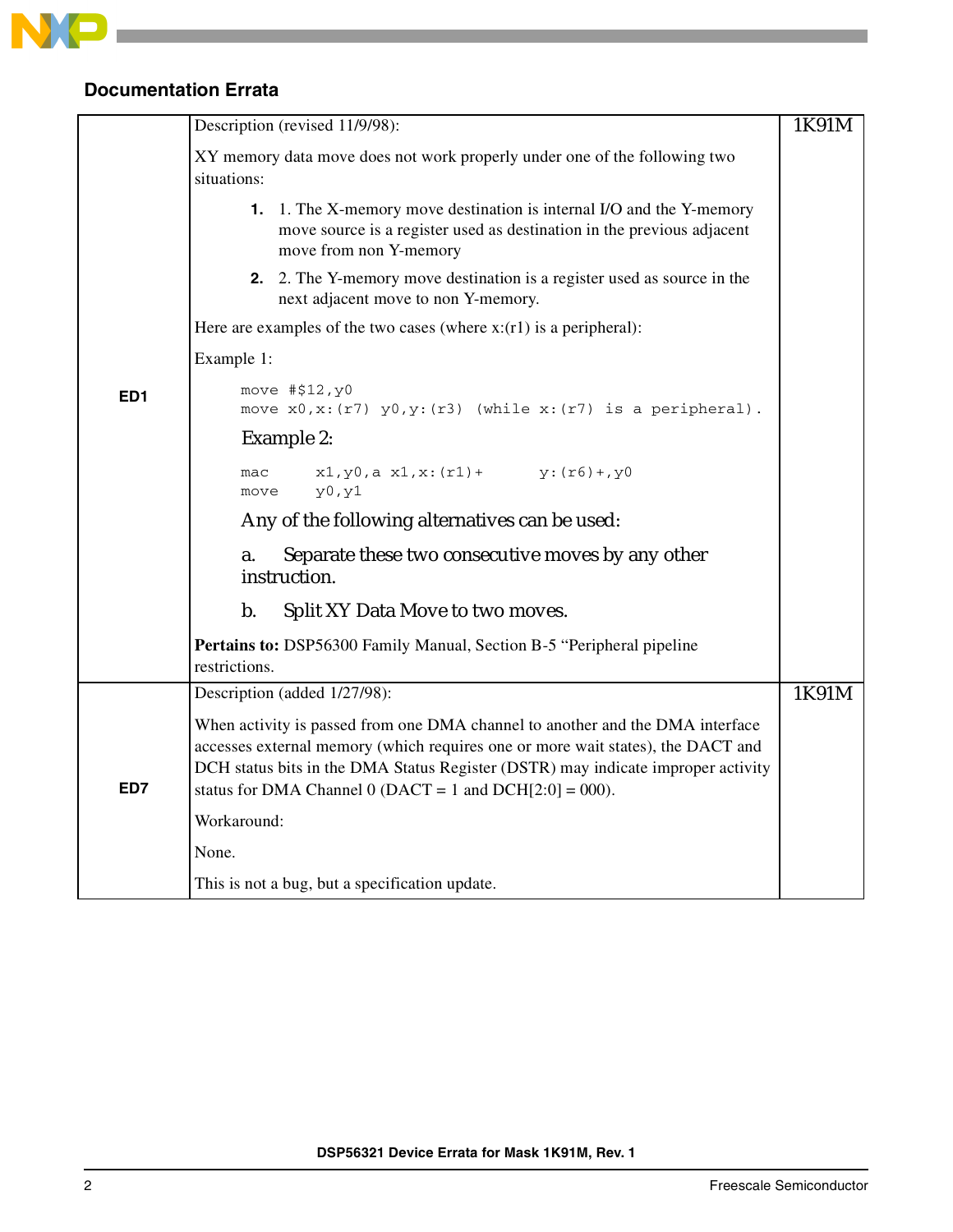## Documentation Errata

| | | |
|---|---|---|
| ED1 | Description (revised 11/9/98):<br><br>XY memory data move does not work properly under one of the following two situations:<br><br>**1.** 1. The X-memory move destination is internal I/O and the Y-memory move source is a register used as destination in the previous adjacent move from non Y-memory<br><br>**2.** 2. The Y-memory move destination is a register used as source in the next adjacent move to non Y-memory.<br><br>Here are examples of the two cases (where x:(r1) is a peripheral):<br><br>Example 1:<br><br>`move #$12,y0`<br>`move x0,x:(r7) y0,y:(r3) (while x:(r7) is a peripheral).`<br><br>Example 2:<br><br>`mac     x1,y0,a x1,x:(r1)+      y:(r6)+,y0`<br>`move    y0,y1`<br><br>Any of the following alternatives can be used:<br><br>a. Separate these two consecutive moves by any other instruction.<br><br>b. Split XY Data Move to two moves.<br><br>**Pertains to:** DSP56300 Family Manual, Section B-5 “Peripheral pipeline restrictions. | 1K91M |
| ED7 | Description (added 1/27/98):<br><br>When activity is passed from one DMA channel to another and the DMA interface accesses external memory (which requires one or more wait states), the DACT and DCH status bits in the DMA Status Register (DSTR) may indicate improper activity status for DMA Channel 0 (DACT = 1 and DCH[2:0] = 000).<br><br>Workaround:<br><br>None.<br><br>This is not a bug, but a specification update. | 1K91M |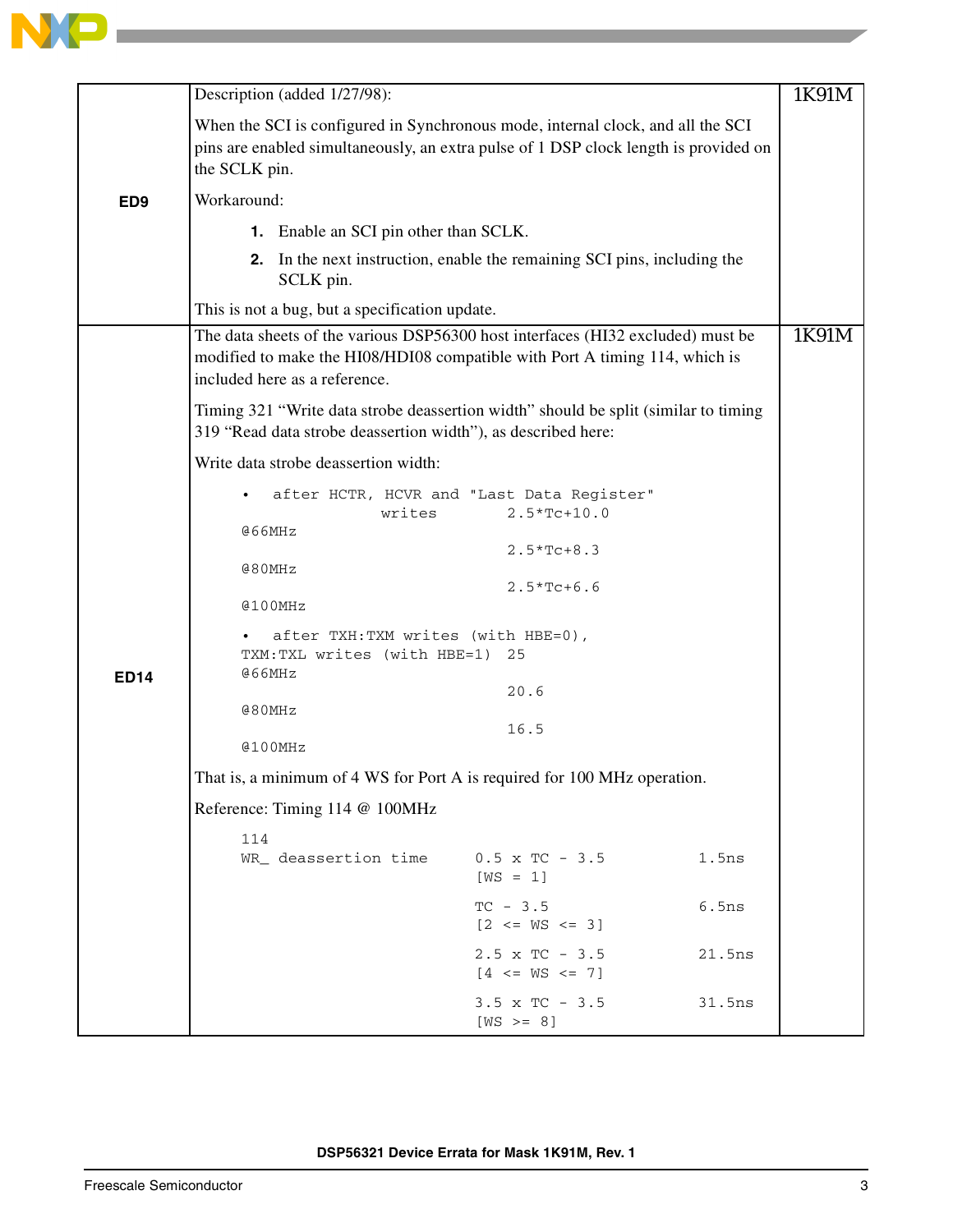| | | |
|---|---|---|
| **ED9** | Description (added 1/27/98):<br><br>When the SCI is configured in Synchronous mode, internal clock, and all the SCI pins are enabled simultaneously, an extra pulse of 1 DSP clock length is provided on the SCLK pin.<br><br>Workaround:<br><br>**1.** Enable an SCI pin other than SCLK.<br>**2.** In the next instruction, enable the remaining SCI pins, including the SCLK pin.<br><br>This is not a bug, but a specification update. | 1K91M |
| **ED14** | The data sheets of the various DSP56300 host interfaces (HI32 excluded) must be modified to make the HI08/HDI08 compatible with Port A timing 114, which is included here as a reference.<br><br>Timing 321 “Write data strobe deassertion width” should be split (similar to timing 319 “Read data strobe deassertion width”), as described here:<br><br>Write data strobe deassertion width:<br><br>• after HCTR, HCVR and "Last Data Register" writes: 2.5*Tc+10.0 @66MHz; 2.5*Tc+8.3 @80MHz; 2.5*Tc+6.6 @100MHz<br><br>• after TXH:TXM writes (with HBE=0), TXM:TXL writes (with HBE=1): 25 @66MHz; 20.6 @80MHz; 16.5 @100MHz<br><br>That is, a minimum of 4 WS for Port A is required for 100 MHz operation.<br><br>Reference: Timing 114 @ 100MHz<br><br>114 WR_ deassertion time:<br>0.5 x TC - 3.5 [WS = 1] — 1.5ns<br>TC - 3.5 [2 <= WS <= 3] — 6.5ns<br>2.5 x TC - 3.5 [4 <= WS <= 7] — 21.5ns<br>3.5 x TC - 3.5 [WS >= 8] — 31.5ns | 1K91M |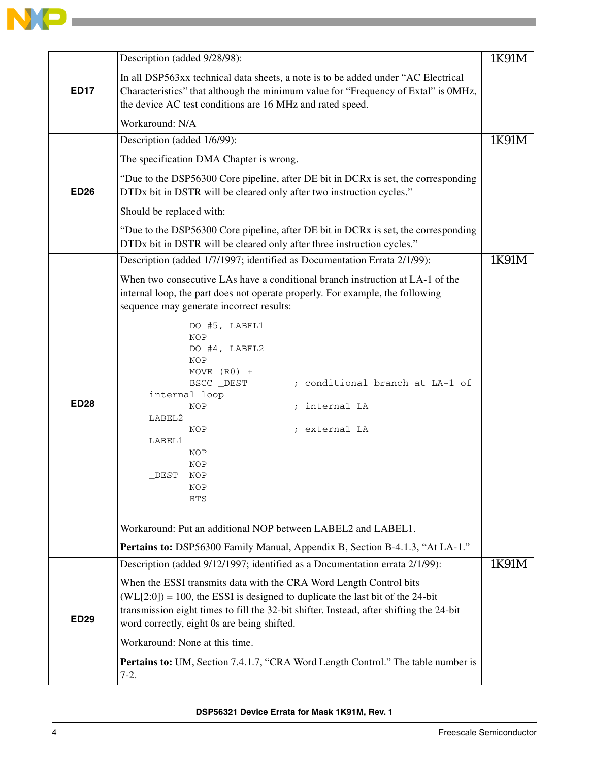| | | |
|---|---|---|
| **ED17** | Description (added 9/28/98):<br><br>In all DSP563xx technical data sheets, a note is to be added under "AC Electrical Characteristics" that although the minimum value for "Frequency of Extal" is 0MHz, the device AC test conditions are 16 MHz and rated speed.<br><br>Workaround: N/A | 1K91M |
| **ED26** | Description (added 1/6/99):<br><br>The specification DMA Chapter is wrong.<br><br>"Due to the DSP56300 Core pipeline, after DE bit in DCRx is set, the corresponding DTDx bit in DSTR will be cleared only after two instruction cycles."<br><br>Should be replaced with:<br><br>"Due to the DSP56300 Core pipeline, after DE bit in DCRx is set, the corresponding DTDx bit in DSTR will be cleared only after three instruction cycles." | 1K91M |
| **ED28** | Description (added 1/7/1997; identified as Documentation Errata 2/1/99):<br><br>When two consecutive LAs have a conditional branch instruction at LA-1 of the internal loop, the part does not operate properly. For example, the following sequence may generate incorrect results:<br><br>`DO #5, LABEL1`<br>`NOP`<br>`DO #4, LABEL2`<br>`NOP`<br>`MOVE (R0) +`<br>`BSCC _DEST ; conditional branch at LA-1 of internal loop`<br>`NOP ; internal LA`<br>`LABEL2`<br>`NOP ; external LA`<br>`LABEL1`<br>`NOP`<br>`NOP`<br>`_DEST NOP`<br>`NOP`<br>`RTS`<br><br>Workaround: Put an additional NOP between LABEL2 and LABEL1.<br><br>**Pertains to:** DSP56300 Family Manual, Appendix B, Section B-4.1.3, "At LA-1." | 1K91M |
| **ED29** | Description (added 9/12/1997; identified as a Documentation errata 2/1/99):<br><br>When the ESSI transmits data with the CRA Word Length Control bits (WL[2:0]) = 100, the ESSI is designed to duplicate the last bit of the 24-bit transmission eight times to fill the 32-bit shifter. Instead, after shifting the 24-bit word correctly, eight 0s are being shifted.<br><br>Workaround: None at this time.<br><br>**Pertains to:** UM, Section 7.4.1.7, "CRA Word Length Control." The table number is 7-2. | 1K91M |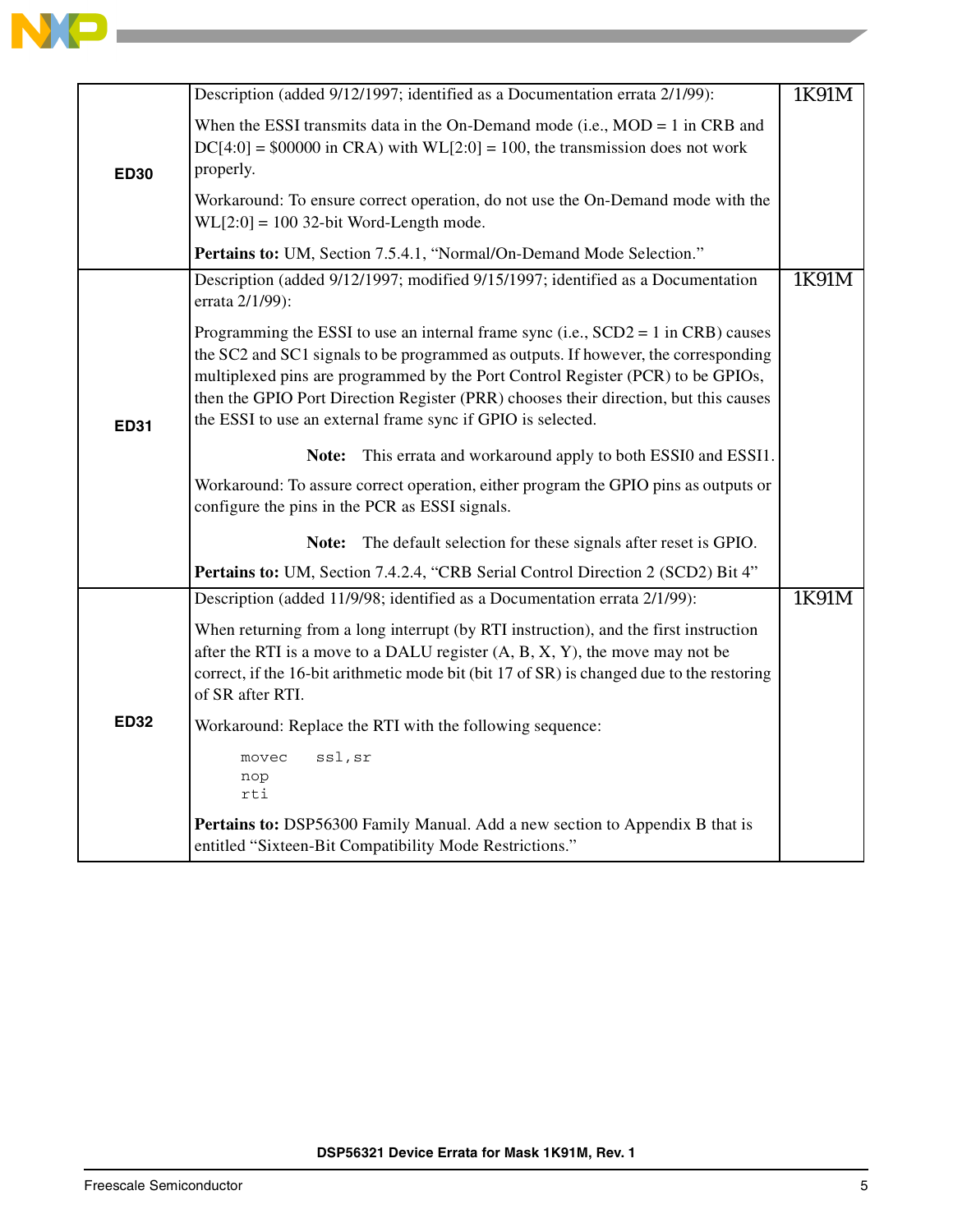| | | |
|---|---|---|
| **ED30** | Description (added 9/12/1997; identified as a Documentation errata 2/1/99):<br><br>When the ESSI transmits data in the On-Demand mode (i.e., MOD = 1 in CRB and DC[4:0] = $00000 in CRA) with WL[2:0] = 100, the transmission does not work properly.<br><br>Workaround: To ensure correct operation, do not use the On-Demand mode with the WL[2:0] = 100 32-bit Word-Length mode.<br><br>**Pertains to:** UM, Section 7.5.4.1, "Normal/On-Demand Mode Selection." | 1K91M |
| **ED31** | Description (added 9/12/1997; modified 9/15/1997; identified as a Documentation errata 2/1/99):<br><br>Programming the ESSI to use an internal frame sync (i.e., SCD2 = 1 in CRB) causes the SC2 and SC1 signals to be programmed as outputs. If however, the corresponding multiplexed pins are programmed by the Port Control Register (PCR) to be GPIOs, then the GPIO Port Direction Register (PRR) chooses their direction, but this causes the ESSI to use an external frame sync if GPIO is selected.<br><br>**Note:** This errata and workaround apply to both ESSI0 and ESSI1.<br><br>Workaround: To assure correct operation, either program the GPIO pins as outputs or configure the pins in the PCR as ESSI signals.<br><br>**Note:** The default selection for these signals after reset is GPIO.<br><br>**Pertains to:** UM, Section 7.4.2.4, "CRB Serial Control Direction 2 (SCD2) Bit 4" | 1K91M |
| **ED32** | Description (added 11/9/98; identified as a Documentation errata 2/1/99):<br><br>When returning from a long interrupt (by RTI instruction), and the first instruction after the RTI is a move to a DALU register (A, B, X, Y), the move may not be correct, if the 16-bit arithmetic mode bit (bit 17 of SR) is changed due to the restoring of SR after RTI.<br><br>Workaround: Replace the RTI with the following sequence:<br><br>`movec ssl,sr`<br>`nop`<br>`rti`<br><br>**Pertains to:** DSP56300 Family Manual. Add a new section to Appendix B that is entitled "Sixteen-Bit Compatibility Mode Restrictions." | 1K91M |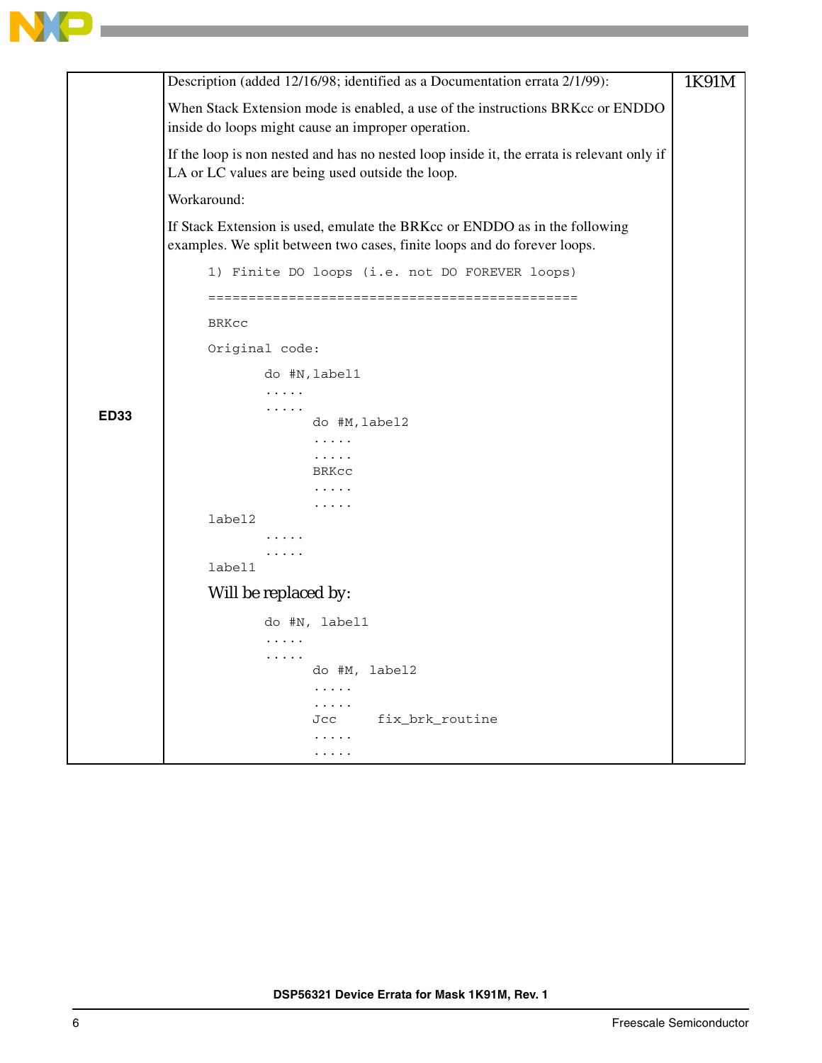| | | |
|---|---|---|
| **ED33** | Description (added 12/16/98; identified as a Documentation errata 2/1/99):<br><br>When Stack Extension mode is enabled, a use of the instructions BRKcc or ENDDO inside do loops might cause an improper operation.<br><br>If the loop is non nested and has no nested loop inside it, the errata is relevant only if LA or LC values are being used outside the loop.<br><br>Workaround:<br><br>If Stack Extension is used, emulate the BRKcc or ENDDO as in the following examples. We split between two cases, finite loops and do forever loops. | 1K91M |

```
1) Finite DO loops (i.e. not DO FOREVER loops)
==============================================

BRKcc

Original code:

        do #N,label1
        .....
        .....
               do #M,label2
               .....
               .....
               BRKcc
               .....
               .....
label2
        .....
        .....
label1
```

Will be replaced by:

```
        do #N, label1
        .....
        .....
               do #M, label2
               .....
               .....
               Jcc      fix_brk_routine
               .....
               .....
```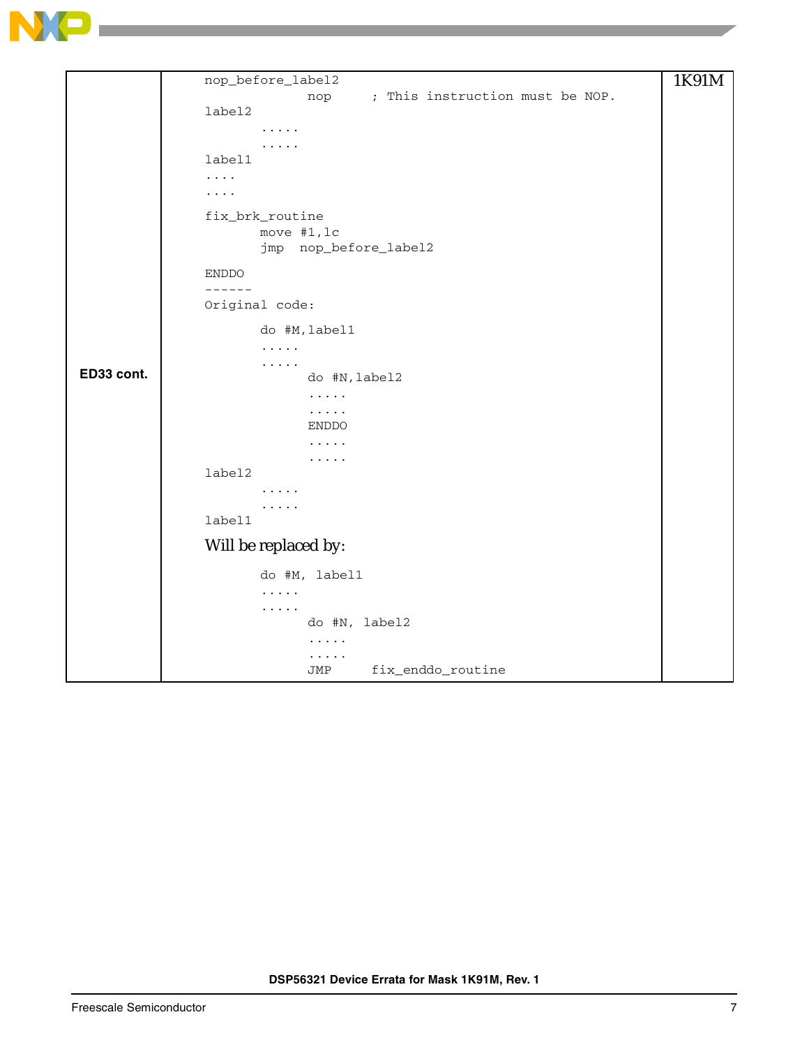| | | |
|---|---|---|
| ED33 cont. | ```nop_before_label2<br>          nop     ; This instruction must be NOP.<br>label2<br>      .....<br>      .....<br>label1<br>....<br>....<br><br>fix_brk_routine<br>      move #1,lc<br>      jmp  nop_before_label2<br><br>ENDDO<br>------<br>Original code:<br><br>      do #M,label1<br>      .....<br>      .....<br>           do #N,label2<br>           .....<br>           .....<br>           ENDDO<br>           .....<br>           .....<br>label2<br>      .....<br>      .....<br>label1```<br><br>Will be replaced by:<br><br>```      do #M, label1<br>      .....<br>      .....<br>           do #N, label2<br>           .....<br>           .....<br>           JMP     fix_enddo_routine``` | 1K91M |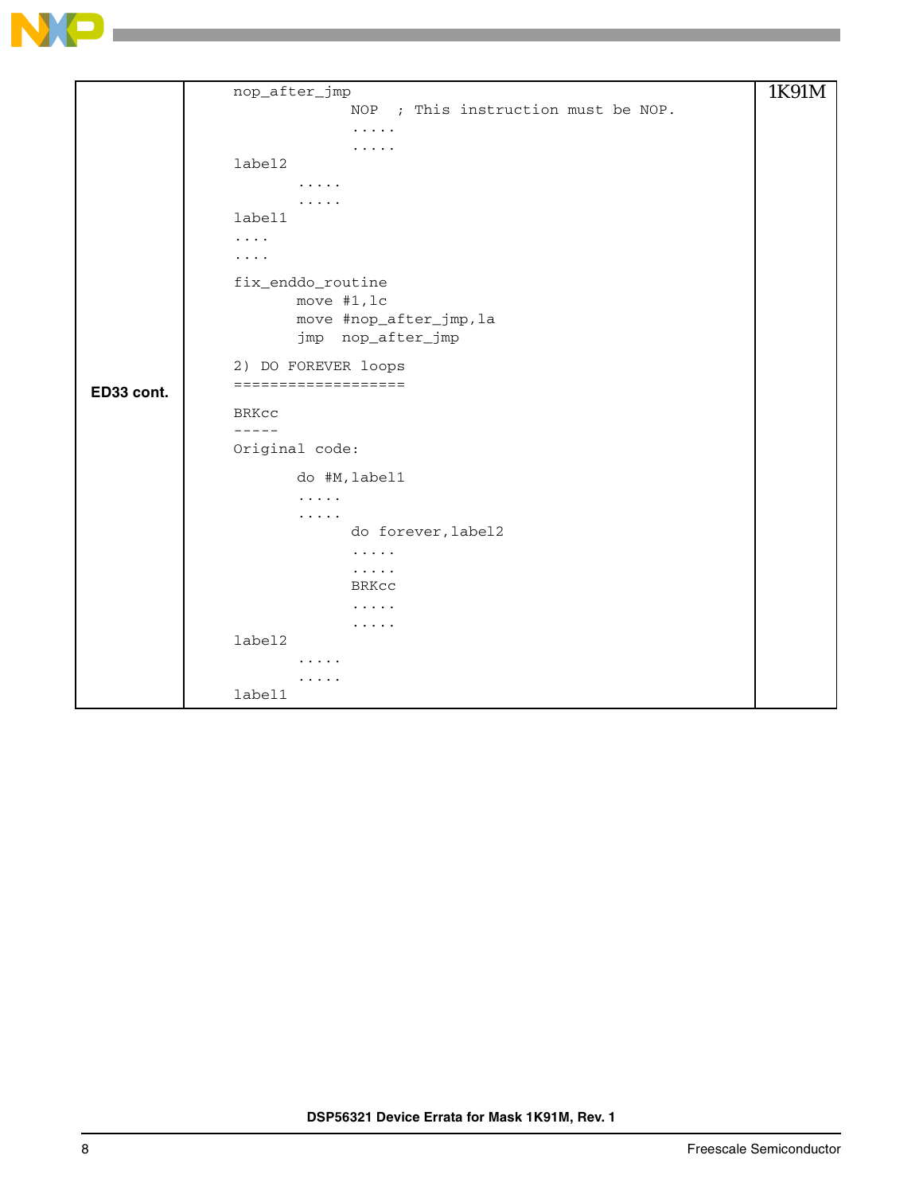| | | |
|---|---|---|
| **ED33 cont.** | nop_after_jmp<br>&nbsp;&nbsp;&nbsp;&nbsp;&nbsp;&nbsp;&nbsp;&nbsp;&nbsp;&nbsp;&nbsp;&nbsp;NOP&nbsp;&nbsp;; This instruction must be NOP.<br>&nbsp;&nbsp;&nbsp;&nbsp;&nbsp;&nbsp;&nbsp;&nbsp;&nbsp;&nbsp;&nbsp;&nbsp;.....<br>&nbsp;&nbsp;&nbsp;&nbsp;&nbsp;&nbsp;&nbsp;&nbsp;&nbsp;&nbsp;&nbsp;&nbsp;.....<br>label2<br>&nbsp;&nbsp;&nbsp;&nbsp;&nbsp;&nbsp;.....<br>&nbsp;&nbsp;&nbsp;&nbsp;&nbsp;&nbsp;.....<br>label1<br>....<br>....<br><br>fix_enddo_routine<br>&nbsp;&nbsp;&nbsp;&nbsp;&nbsp;&nbsp;move #1,lc<br>&nbsp;&nbsp;&nbsp;&nbsp;&nbsp;&nbsp;move #nop_after_jmp,la<br>&nbsp;&nbsp;&nbsp;&nbsp;&nbsp;&nbsp;jmp&nbsp;&nbsp;nop_after_jmp<br><br>2) DO FOREVER loops<br>===================<br><br>BRKcc<br>-----<br>Original code:<br><br>&nbsp;&nbsp;&nbsp;&nbsp;&nbsp;&nbsp;do #M,label1<br>&nbsp;&nbsp;&nbsp;&nbsp;&nbsp;&nbsp;.....<br>&nbsp;&nbsp;&nbsp;&nbsp;&nbsp;&nbsp;.....<br>&nbsp;&nbsp;&nbsp;&nbsp;&nbsp;&nbsp;&nbsp;&nbsp;&nbsp;&nbsp;&nbsp;&nbsp;do forever,label2<br>&nbsp;&nbsp;&nbsp;&nbsp;&nbsp;&nbsp;&nbsp;&nbsp;&nbsp;&nbsp;&nbsp;&nbsp;.....<br>&nbsp;&nbsp;&nbsp;&nbsp;&nbsp;&nbsp;&nbsp;&nbsp;&nbsp;&nbsp;&nbsp;&nbsp;.....<br>&nbsp;&nbsp;&nbsp;&nbsp;&nbsp;&nbsp;&nbsp;&nbsp;&nbsp;&nbsp;&nbsp;&nbsp;BRKcc<br>&nbsp;&nbsp;&nbsp;&nbsp;&nbsp;&nbsp;&nbsp;&nbsp;&nbsp;&nbsp;&nbsp;&nbsp;.....<br>&nbsp;&nbsp;&nbsp;&nbsp;&nbsp;&nbsp;&nbsp;&nbsp;&nbsp;&nbsp;&nbsp;&nbsp;.....<br>label2<br>&nbsp;&nbsp;&nbsp;&nbsp;&nbsp;&nbsp;.....<br>&nbsp;&nbsp;&nbsp;&nbsp;&nbsp;&nbsp;.....<br>label1 | 1K91M |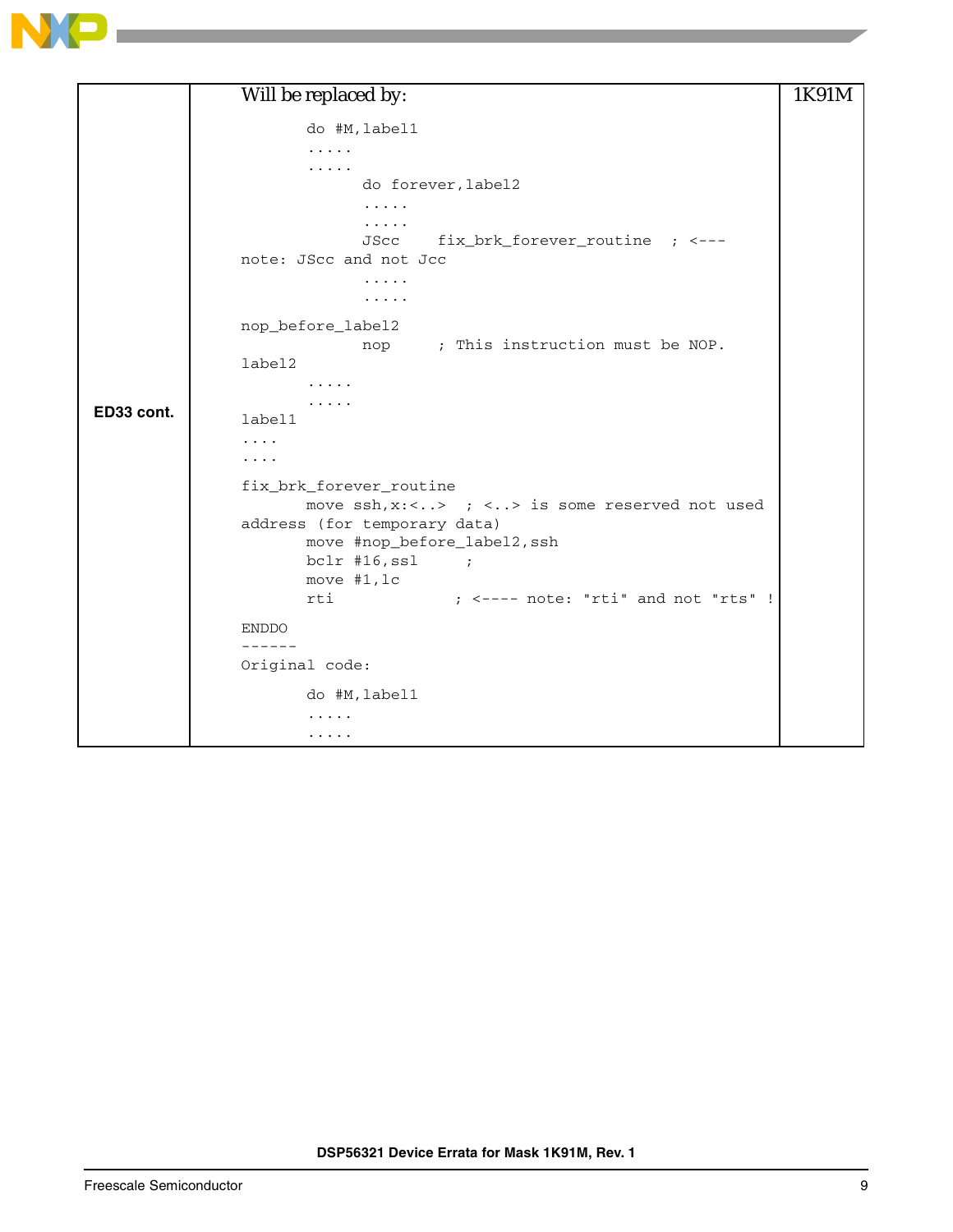| ED33 cont. | Will be replaced by:<br>```<br>        do #M,label1<br>        .....<br>        .....<br>              do forever,label2<br>              .....<br>              .....<br>              JScc    fix_brk_forever_routine  ; <---<br>note: JScc and not Jcc<br>              .....<br>              .....<br>nop_before_label2<br>              nop     ; This instruction must be NOP.<br>label2<br>        .....<br>        .....<br>label1<br>....<br>....<br>fix_brk_forever_routine<br>        move ssh,x:<..>  ; <..> is some reserved not used<br>address (for temporary data)<br>        move #nop_before_label2,ssh<br>        bclr #16,ssl     ;<br>        move #1,lc<br>        rti              ; <---- note: "rti" and not "rts" !<br>ENDDO<br>------<br>Original code:<br>        do #M,label1<br>        .....<br>        .....<br>``` | 1K91M |
|---|---|---|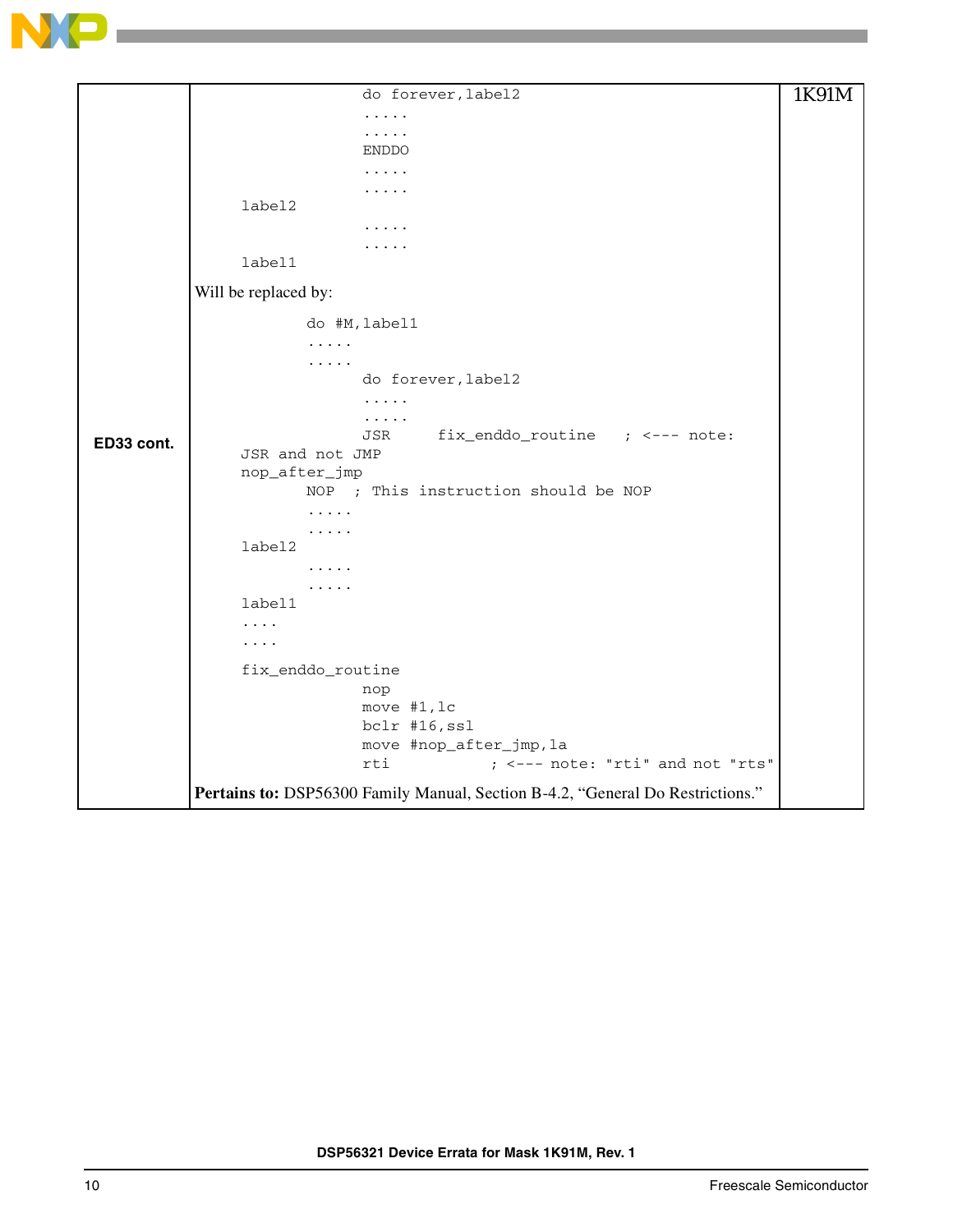| | | |
|---|---|---|
| **ED33 cont.** | <pre>                  do forever,label2<br>                  .....<br>                  .....<br>                  ENDDO<br>                  .....<br>                  .....<br>      label2<br>                  .....<br>                  .....<br>      label1</pre>Will be replaced by:<pre>            do #M,label1<br>            .....<br>            .....<br>                  do forever,label2<br>                  .....<br>                  .....<br>                  JSR      fix_enddo_routine   ; <--- note:<br>      JSR and not JMP<br>      nop_after_jmp<br>            NOP  ; This instruction should be NOP<br>            .....<br>            .....<br>      label2<br>            .....<br>            .....<br>      label1<br>      ....<br>      ....<br><br>      fix_enddo_routine<br>                  nop<br>                  move #1,lc<br>                  bclr #16,ssl<br>                  move #nop_after_jmp,la<br>                  rti           ; <--- note: "rti" and not "rts"</pre>**Pertains to:** DSP56300 Family Manual, Section B-4.2, “General Do Restrictions.” | 1K91M |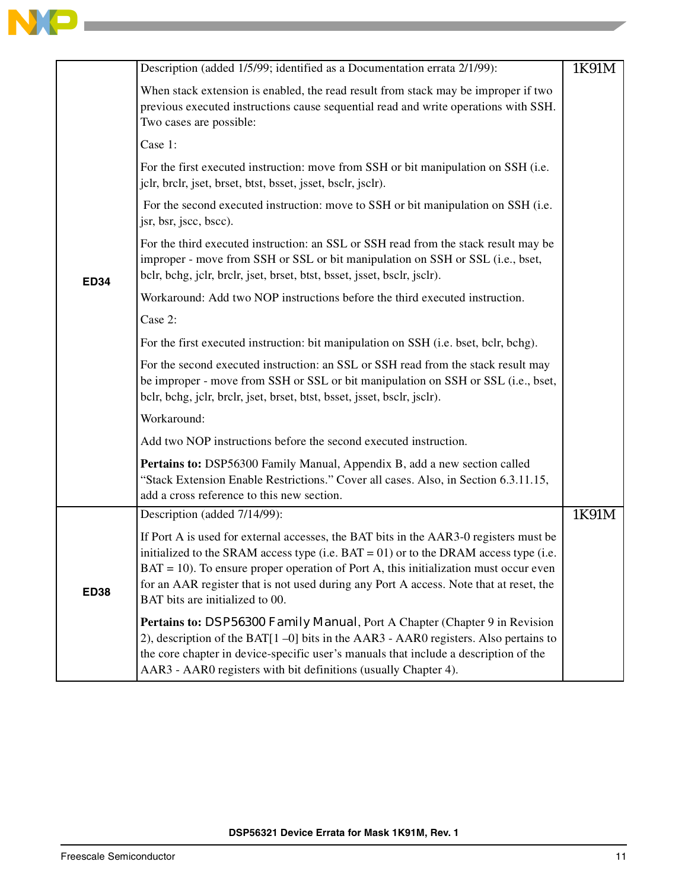| | | |
|---|---|---|
| **ED34** | Description (added 1/5/99; identified as a Documentation errata 2/1/99):<br><br>When stack extension is enabled, the read result from stack may be improper if two previous executed instructions cause sequential read and write operations with SSH. Two cases are possible:<br><br>Case 1:<br><br>For the first executed instruction: move from SSH or bit manipulation on SSH (i.e. jclr, brclr, jset, brset, btst, bsset, jsset, bsclr, jsclr).<br><br>For the second executed instruction: move to SSH or bit manipulation on SSH (i.e. jsr, bsr, jscc, bscc).<br><br>For the third executed instruction: an SSL or SSH read from the stack result may be improper - move from SSH or SSL or bit manipulation on SSH or SSL (i.e., bset, bclr, bchg, jclr, brclr, jset, brset, btst, bsset, jsset, bsclr, jsclr).<br><br>Workaround: Add two NOP instructions before the third executed instruction.<br><br>Case 2:<br><br>For the first executed instruction: bit manipulation on SSH (i.e. bset, bclr, bchg).<br><br>For the second executed instruction: an SSL or SSH read from the stack result may be improper - move from SSH or SSL or bit manipulation on SSH or SSL (i.e., bset, bclr, bchg, jclr, brclr, jset, brset, btst, bsset, jsset, bsclr, jsclr).<br><br>Workaround:<br><br>Add two NOP instructions before the second executed instruction.<br><br>**Pertains to:** DSP56300 Family Manual, Appendix B, add a new section called "Stack Extension Enable Restrictions." Cover all cases. Also, in Section 6.3.11.15, add a cross reference to this new section. | 1K91M |
| **ED38** | Description (added 7/14/99):<br><br>If Port A is used for external accesses, the BAT bits in the AAR3-0 registers must be initialized to the SRAM access type (i.e. BAT = 01) or to the DRAM access type (i.e. BAT = 10). To ensure proper operation of Port A, this initialization must occur even for an AAR register that is not used during any Port A access. Note that at reset, the BAT bits are initialized to 00.<br><br>**Pertains to:** DSP56300 Family Manual, Port A Chapter (Chapter 9 in Revision 2), description of the BAT[1 –0] bits in the AAR3 - AAR0 registers. Also pertains to the core chapter in device-specific user's manuals that include a description of the AAR3 - AAR0 registers with bit definitions (usually Chapter 4). | 1K91M |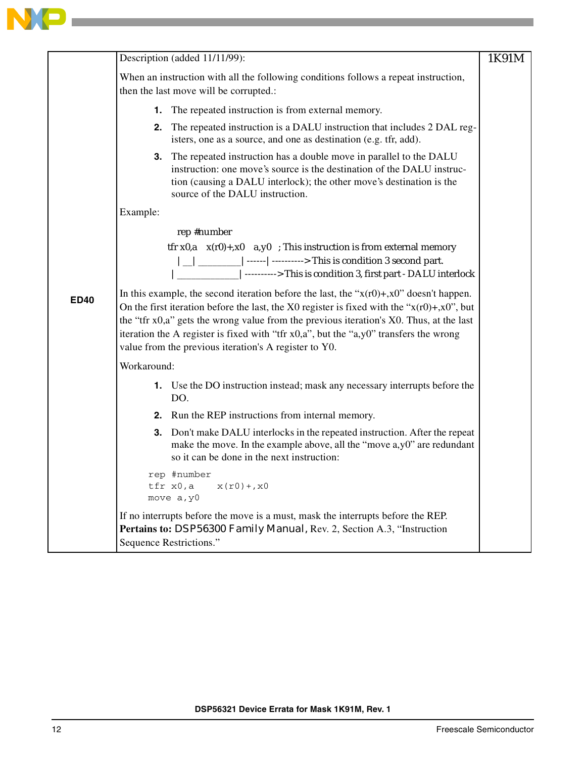| | | |
|---|---|---|
| **ED40** | Description (added 11/11/99):<br><br>When an instruction with all the following conditions follows a repeat instruction, then the last move will be corrupted.:<br><br>**1.** The repeated instruction is from external memory.<br>**2.** The repeated instruction is a DALU instruction that includes 2 DAL registers, one as a source, and one as destination (e.g. tfr, add).<br>**3.** The repeated instruction has a double move in parallel to the DALU instruction: one move's source is the destination of the DALU instruction (causing a DALU interlock); the other move's destination is the source of the DALU instruction.<br><br>Example:<br><br>rep #number<br>tfr x0,a    x(r0)+,x0    a,y0   ; This instruction is from external memory<br>\| __\| ________\| ------\| ---------->This is condition 3 second part.<br>\| ____________\| ---------->This is condition 3, first part - DALU interlock<br><br>In this example, the second iteration before the last, the "x(r0)+,x0" doesn't happen. On the first iteration before the last, the X0 register is fixed with the "x(r0)+,x0", but the "tfr x0,a" gets the wrong value from the previous iteration's X0. Thus, at the last iteration the A register is fixed with "tfr x0,a", but the "a,y0" transfers the wrong value from the previous iteration's A register to Y0.<br><br>Workaround:<br><br>**1.** Use the DO instruction instead; mask any necessary interrupts before the DO.<br>**2.** Run the REP instructions from internal memory.<br>**3.** Don't make DALU interlocks in the repeated instruction. After the repeat make the move. In the example above, all the "move a,y0" are redundant so it can be done in the next instruction:<br><br>`rep #number`<br>`tfr x0,a     x(r0)+,x0`<br>`move a,y0`<br><br>If no interrupts before the move is a must, mask the interrupts before the REP.<br>**Pertains to:** *DSP56300 Family Manual*, Rev. 2, Section A.3, "Instruction Sequence Restrictions." | 1K91M |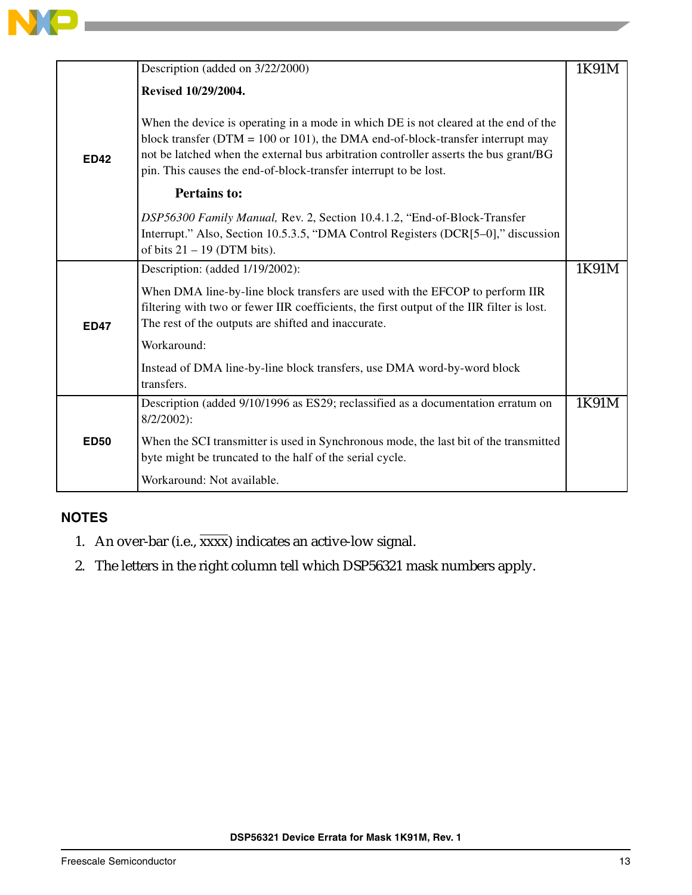| | | |
|---|---|---|
| **ED42** | Description (added on 3/22/2000)<br><br>**Revised 10/29/2004.**<br><br>When the device is operating in a mode in which DE is not cleared at the end of the block transfer (DTM = 100 or 101), the DMA end-of-block-transfer interrupt may not be latched when the external bus arbitration controller asserts the bus grant/BG pin. This causes the end-of-block-transfer interrupt to be lost.<br><br>**Pertains to:**<br><br>*DSP56300 Family Manual,* Rev. 2, Section 10.4.1.2, “End-of-Block-Transfer Interrupt.” Also, Section 10.5.3.5, “DMA Control Registers (DCR[5–0],” discussion of bits 21 – 19 (DTM bits). | 1K91M |
| **ED47** | Description: (added 1/19/2002):<br><br>When DMA line-by-line block transfers are used with the EFCOP to perform IIR filtering with two or fewer IIR coefficients, the first output of the IIR filter is lost. The rest of the outputs are shifted and inaccurate.<br><br>Workaround:<br><br>Instead of DMA line-by-line block transfers, use DMA word-by-word block transfers. | 1K91M |
| **ED50** | Description (added 9/10/1996 as ES29; reclassified as a documentation erratum on 8/2/2002):<br><br>When the SCI transmitter is used in Synchronous mode, the last bit of the transmitted byte might be truncated to the half of the serial cycle.<br><br>Workaround: Not available. | 1K91M |

## NOTES

1. An over-bar (i.e., $\overline{xxxx}$) indicates an active-low signal.
2. The letters in the right column tell which DSP56321 mask numbers apply.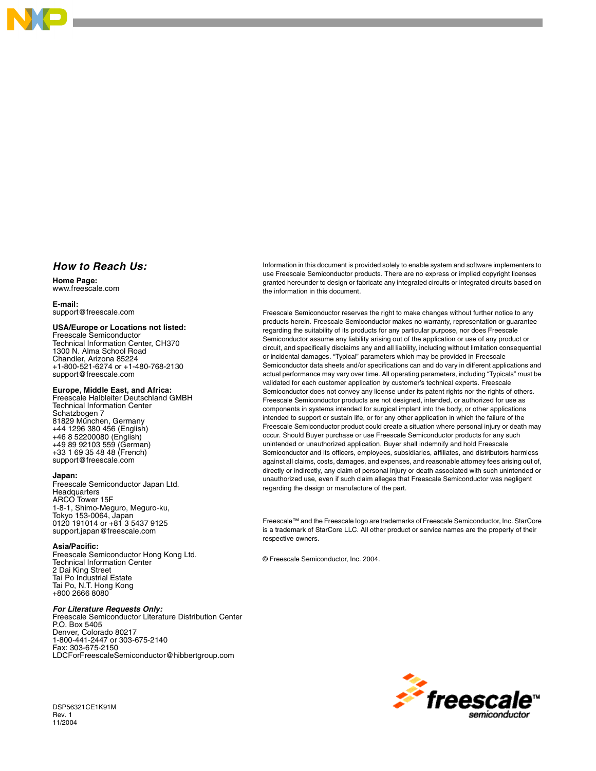## *How to Reach Us:*

**Home Page:**
www.freescale.com

**E-mail:**
support@freescale.com

**USA/Europe or Locations not listed:**
Freescale Semiconductor
Technical Information Center, CH370
1300 N. Alma School Road
Chandler, Arizona 85224
+1-800-521-6274 or +1-480-768-2130
support@freescale.com

**Europe, Middle East, and Africa:**
Freescale Halbleiter Deutschland GMBH
Technical Information Center
Schatzbogen 7
81829 München, Germany
+44 1296 380 456 (English)
+46 8 52200080 (English)
+49 89 92103 559 (German)
+33 1 69 35 48 48 (French)
support@freescale.com

**Japan:**
Freescale Semiconductor Japan Ltd.
Headquarters
ARCO Tower 15F
1-8-1, Shimo-Meguro, Meguro-ku,
Tokyo 153-0064, Japan
0120 191014 or +81 3 5437 9125
support.japan@freescale.com

**Asia/Pacific:**
Freescale Semiconductor Hong Kong Ltd.
Technical Information Center
2 Dai King Street
Tai Po Industrial Estate
Tai Po, N.T. Hong Kong
+800 2666 8080

***For Literature Requests Only:***
Freescale Semiconductor Literature Distribution Center
P.O. Box 5405
Denver, Colorado 80217
1-800-441-2447 or 303-675-2140
Fax: 303-675-2150
LDCForFreescaleSemiconductor@hibbertgroup.com

Information in this document is provided solely to enable system and software implementers to use Freescale Semiconductor products. There are no express or implied copyright licenses granted hereunder to design or fabricate any integrated circuits or integrated circuits based on the information in this document.

Freescale Semiconductor reserves the right to make changes without further notice to any products herein. Freescale Semiconductor makes no warranty, representation or guarantee regarding the suitability of its products for any particular purpose, nor does Freescale Semiconductor assume any liability arising out of the application or use of any product or circuit, and specifically disclaims any and all liability, including without limitation consequential or incidental damages. "Typical" parameters which may be provided in Freescale Semiconductor data sheets and/or specifications can and do vary in different applications and actual performance may vary over time. All operating parameters, including "Typicals" must be validated for each customer application by customer's technical experts. Freescale Semiconductor does not convey any license under its patent rights nor the rights of others. Freescale Semiconductor products are not designed, intended, or authorized for use as components in systems intended for surgical implant into the body, or other applications intended to support or sustain life, or for any other application in which the failure of the Freescale Semiconductor product could create a situation where personal injury or death may occur. Should Buyer purchase or use Freescale Semiconductor products for any such unintended or unauthorized application, Buyer shall indemnify and hold Freescale Semiconductor and its officers, employees, subsidiaries, affiliates, and distributors harmless against all claims, costs, damages, and expenses, and reasonable attorney fees arising out of, directly or indirectly, any claim of personal injury or death associated with such unintended or unauthorized use, even if such claim alleges that Freescale Semiconductor was negligent regarding the design or manufacture of the part.

Freescale™ and the Freescale logo are trademarks of Freescale Semiconductor, Inc. StarCore is a trademark of StarCore LLC. All other product or service names are the property of their respective owners.

© Freescale Semiconductor, Inc. 2004.

DSP56321CE1K91M
Rev. 1
11/2004